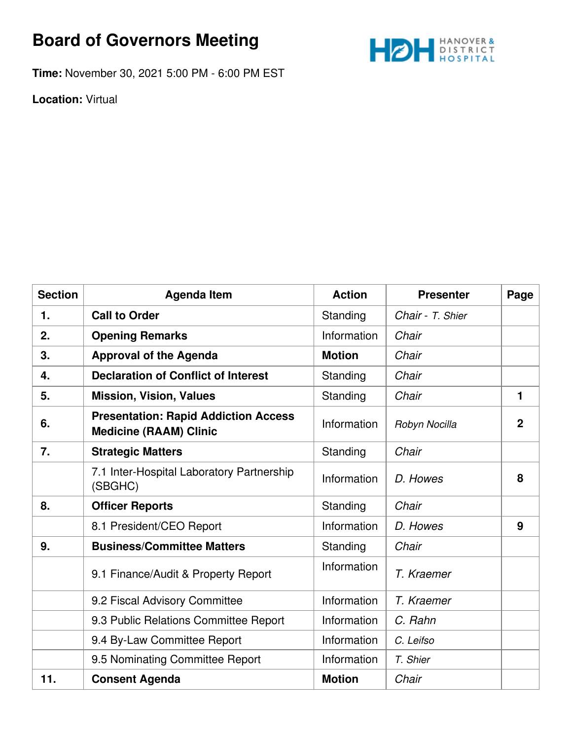# Board of Governors Meeting

**Time:** November 30, 2021 5:00 PM - 6:00 PM EST

**Location:** Virtual

| Section | Agenda Item | Action | Presenter | Page |
|---|---|---|---|---|
| **1.** | **Call to Order** | Standing | *Chair - T. Shier* | |
| **2.** | **Opening Remarks** | Information | *Chair* | |
| **3.** | **Approval of the Agenda** | **Motion** | *Chair* | |
| **4.** | **Declaration of Conflict of Interest** | Standing | *Chair* | |
| **5.** | **Mission, Vision, Values** | Standing | *Chair* | **1** |
| **6.** | **Presentation: Rapid Addiction Access Medicine (RAAM) Clinic** | Information | *Robyn Nocilla* | **2** |
| **7.** | **Strategic Matters** | Standing | *Chair* | |
| | 7.1 Inter-Hospital Laboratory Partnership (SBGHC) | Information | *D. Howes* | **8** |
| **8.** | **Officer Reports** | Standing | *Chair* | |
| | 8.1 President/CEO Report | Information | *D. Howes* | **9** |
| **9.** | **Business/Committee Matters** | Standing | *Chair* | |
| | 9.1 Finance/Audit & Property Report | Information | *T. Kraemer* | |
| | 9.2 Fiscal Advisory Committee | Information | *T. Kraemer* | |
| | 9.3 Public Relations Committee Report | Information | *C. Rahn* | |
| | 9.4 By-Law Committee Report | Information | *C. Leifso* | |
| | 9.5 Nominating Committee Report | Information | *T. Shier* | |
| **11.** | **Consent Agenda** | **Motion** | *Chair* | |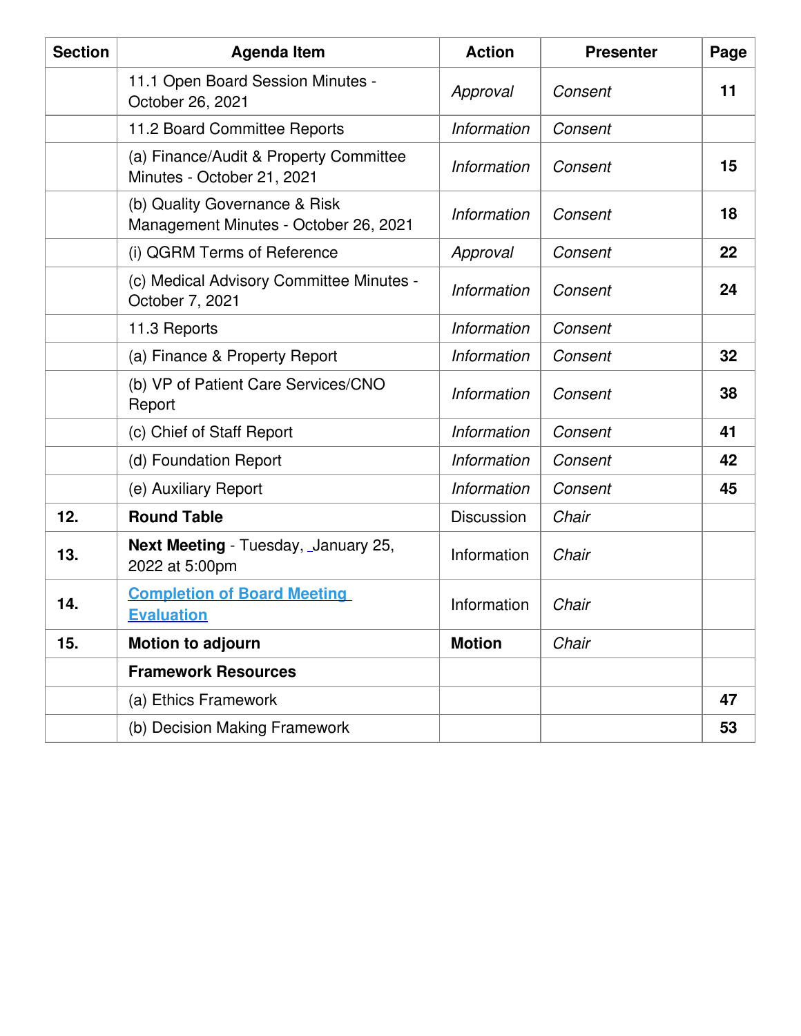| Section | Agenda Item | Action | Presenter | Page |
|---|---|---|---|---|
| | 11.1 Open Board Session Minutes - October 26, 2021 | *Approval* | *Consent* | **11** |
| | 11.2 Board Committee Reports | *Information* | *Consent* | |
| | (a) Finance/Audit & Property Committee Minutes - October 21, 2021 | *Information* | *Consent* | **15** |
| | (b) Quality Governance & Risk Management Minutes - October 26, 2021 | *Information* | *Consent* | **18** |
| | (i) QGRM Terms of Reference | *Approval* | *Consent* | **22** |
| | (c) Medical Advisory Committee Minutes - October 7, 2021 | *Information* | *Consent* | **24** |
| | 11.3 Reports | *Information* | *Consent* | |
| | (a) Finance & Property Report | *Information* | *Consent* | **32** |
| | (b) VP of Patient Care Services/CNO Report | *Information* | *Consent* | **38** |
| | (c) Chief of Staff Report | *Information* | *Consent* | **41** |
| | (d) Foundation Report | *Information* | *Consent* | **42** |
| | (e) Auxiliary Report | *Information* | *Consent* | **45** |
| **12.** | **Round Table** | Discussion | *Chair* | |
| **13.** | **Next Meeting** - Tuesday, January 25, 2022 at 5:00pm | Information | *Chair* | |
| **14.** | **Completion of Board Meeting Evaluation** | Information | *Chair* | |
| **15.** | **Motion to adjourn** | **Motion** | *Chair* | |
| | **Framework Resources** | | | |
| | (a) Ethics Framework | | | **47** |
| | (b) Decision Making Framework | | | **53** |